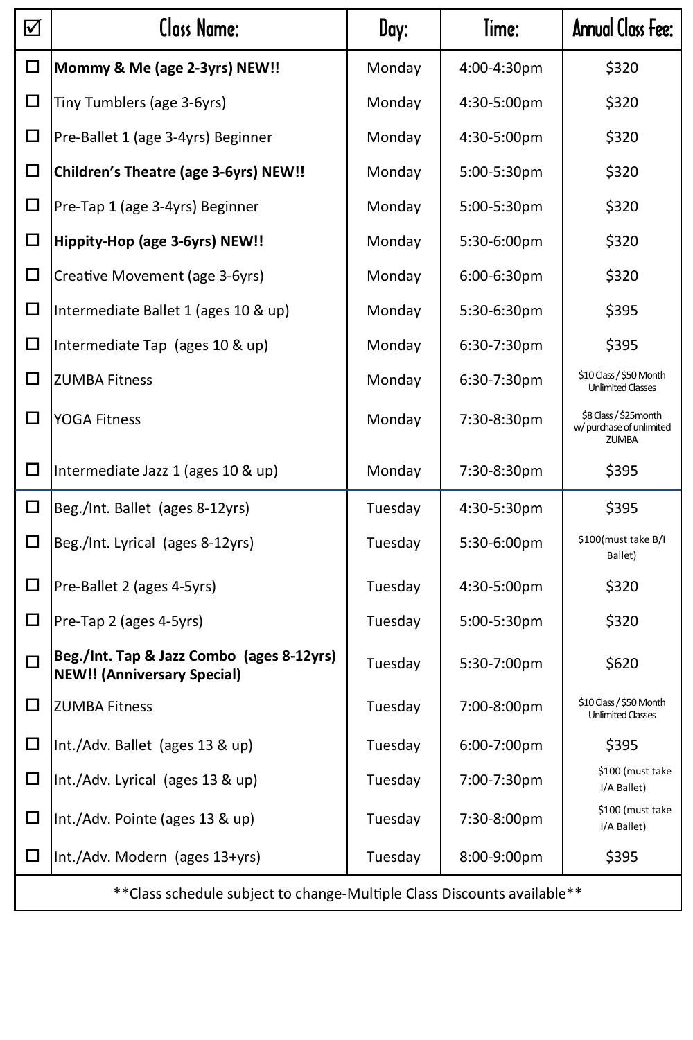| ☑ | Class Name: | Day: | Time: | Annual Class Fee: |
|---|---|---|---|---|
| ☐ | **Mommy & Me (age 2-3yrs) NEW!!** | Monday | 4:00-4:30pm | $320 |
| ☐ | Tiny Tumblers (age 3-6yrs) | Monday | 4:30-5:00pm | $320 |
| ☐ | Pre-Ballet 1 (age 3-4yrs) Beginner | Monday | 4:30-5:00pm | $320 |
| ☐ | **Children's Theatre (age 3-6yrs) NEW!!** | Monday | 5:00-5:30pm | $320 |
| ☐ | Pre-Tap 1 (age 3-4yrs) Beginner | Monday | 5:00-5:30pm | $320 |
| ☐ | **Hippity-Hop (age 3-6yrs) NEW!!** | Monday | 5:30-6:00pm | $320 |
| ☐ | Creative Movement (age 3-6yrs) | Monday | 6:00-6:30pm | $320 |
| ☐ | Intermediate Ballet 1 (ages 10 & up) | Monday | 5:30-6:30pm | $395 |
| ☐ | Intermediate Tap (ages 10 & up) | Monday | 6:30-7:30pm | $395 |
| ☐ | ZUMBA Fitness | Monday | 6:30-7:30pm | $10 Class / $50 Month Unlimited Classes |
| ☐ | YOGA Fitness | Monday | 7:30-8:30pm | $8 Class / $25month w/ purchase of unlimited ZUMBA |
| ☐ | Intermediate Jazz 1 (ages 10 & up) | Monday | 7:30-8:30pm | $395 |
| ☐ | Beg./Int. Ballet (ages 8-12yrs) | Tuesday | 4:30-5:30pm | $395 |
| ☐ | Beg./Int. Lyrical (ages 8-12yrs) | Tuesday | 5:30-6:00pm | $100(must take B/I Ballet) |
| ☐ | Pre-Ballet 2 (ages 4-5yrs) | Tuesday | 4:30-5:00pm | $320 |
| ☐ | Pre-Tap 2 (ages 4-5yrs) | Tuesday | 5:00-5:30pm | $320 |
| ☐ | **Beg./Int. Tap & Jazz Combo (ages 8-12yrs) NEW!! (Anniversary Special)** | Tuesday | 5:30-7:00pm | $620 |
| ☐ | ZUMBA Fitness | Tuesday | 7:00-8:00pm | $10 Class / $50 Month Unlimited Classes |
| ☐ | Int./Adv. Ballet (ages 13 & up) | Tuesday | 6:00-7:00pm | $395 |
| ☐ | Int./Adv. Lyrical (ages 13 & up) | Tuesday | 7:00-7:30pm | $100 (must take I/A Ballet) |
| ☐ | Int./Adv. Pointe (ages 13 & up) | Tuesday | 7:30-8:00pm | $100 (must take I/A Ballet) |
| ☐ | Int./Adv. Modern (ages 13+yrs) | Tuesday | 8:00-9:00pm | $395 |

**Class schedule subject to change-Multiple Class Discounts available**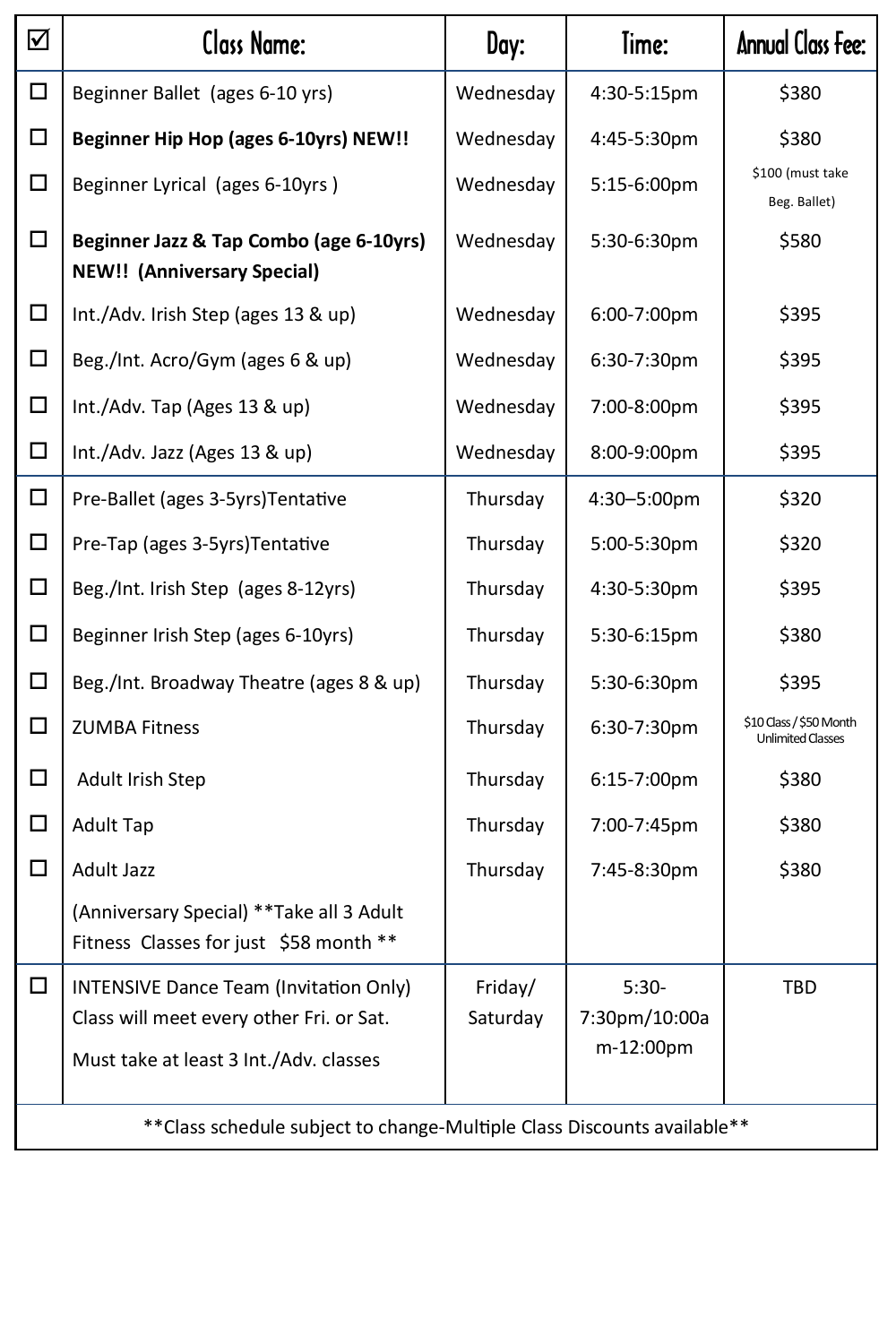| ☑ | Class Name: | Day: | Time: | Annual Class Fee: |
|---|---|---|---|---|
| ☐ | Beginner Ballet (ages 6-10 yrs) | Wednesday | 4:30-5:15pm | $380 |
| ☐ | **Beginner Hip Hop (ages 6-10yrs) NEW!!** | Wednesday | 4:45-5:30pm | $380 |
| ☐ | Beginner Lyrical (ages 6-10yrs ) | Wednesday | 5:15-6:00pm | $100 (must take Beg. Ballet) |
| ☐ | **Beginner Jazz & Tap Combo (age 6-10yrs) NEW!! (Anniversary Special)** | Wednesday | 5:30-6:30pm | $580 |
| ☐ | Int./Adv. Irish Step (ages 13 & up) | Wednesday | 6:00-7:00pm | $395 |
| ☐ | Beg./Int. Acro/Gym (ages 6 & up) | Wednesday | 6:30-7:30pm | $395 |
| ☐ | Int./Adv. Tap (Ages 13 & up) | Wednesday | 7:00-8:00pm | $395 |
| ☐ | Int./Adv. Jazz (Ages 13 & up) | Wednesday | 8:00-9:00pm | $395 |
| ☐ | Pre-Ballet (ages 3-5yrs)Tentative | Thursday | 4:30–5:00pm | $320 |
| ☐ | Pre-Tap (ages 3-5yrs)Tentative | Thursday | 5:00-5:30pm | $320 |
| ☐ | Beg./Int. Irish Step (ages 8-12yrs) | Thursday | 4:30-5:30pm | $395 |
| ☐ | Beginner Irish Step (ages 6-10yrs) | Thursday | 5:30-6:15pm | $380 |
| ☐ | Beg./Int. Broadway Theatre (ages 8 & up) | Thursday | 5:30-6:30pm | $395 |
| ☐ | ZUMBA Fitness | Thursday | 6:30-7:30pm | $10 Class / $50 Month Unlimited Classes |
| ☐ | Adult Irish Step | Thursday | 6:15-7:00pm | $380 |
| ☐ | Adult Tap | Thursday | 7:00-7:45pm | $380 |
| ☐ | Adult Jazz | Thursday | 7:45-8:30pm | $380 |
| | (Anniversary Special) **Take all 3 Adult Fitness Classes for just $58 month ** | | | |
| ☐ | INTENSIVE Dance Team (Invitation Only) Class will meet every other Fri. or Sat. Must take at least 3 Int./Adv. classes | Friday/ Saturday | 5:30-7:30pm/10:00am-12:00pm | TBD |

**Class schedule subject to change-Multiple Class Discounts available**